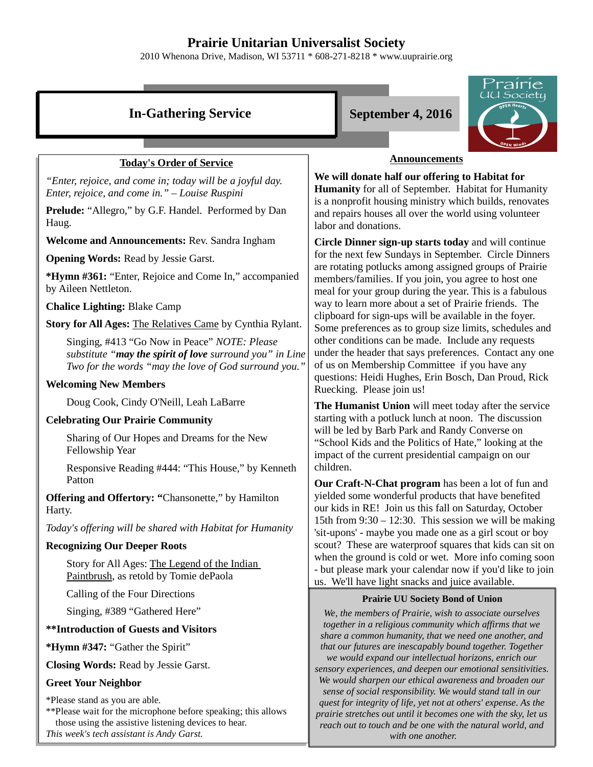# Prairie Unitarian Universalist Society

2010 Whenona Drive, Madison, WI 53711 * 608-271-8218 * www.uuprairie.org

## In-Gathering Service

## September 4, 2016

### Today's Order of Service

*"Enter, rejoice, and come in; today will be a joyful day. Enter, rejoice, and come in." – Louise Ruspini*

**Prelude:** "Allegro," by G.F. Handel. Performed by Dan Haug.

**Welcome and Announcements:** Rev. Sandra Ingham

**Opening Words:** Read by Jessie Garst.

***Hymn #361:** "Enter, Rejoice and Come In," accompanied by Aileen Nettleton.

**Chalice Lighting:** Blake Camp

**Story for All Ages:** The Relatives Came by Cynthia Rylant.

Singing, #413 "Go Now in Peace" *NOTE: Please substitute "**may the spirit of love** surround you" in Line Two for the words "may the love of God surround you."*

**Welcoming New Members**

Doug Cook, Cindy O'Neill, Leah LaBarre

**Celebrating Our Prairie Community**

Sharing of Our Hopes and Dreams for the New Fellowship Year

Responsive Reading #444: "This House," by Kenneth Patton

**Offering and Offertory: "**Chansonette," by Hamilton Harty.

*Today's offering will be shared with Habitat for Humanity*

**Recognizing Our Deeper Roots**

Story for All Ages: The Legend of the Indian Paintbrush, as retold by Tomie dePaola

Calling of the Four Directions

Singing, #389 "Gathered Here"

****Introduction of Guests and Visitors**

***Hymn #347:** "Gather the Spirit"

**Closing Words:** Read by Jessie Garst.

**Greet Your Neighbor**

*Please stand as you are able.
**Please wait for the microphone before speaking; this allows those using the assistive listening devices to hear.
*This week's tech assistant is Andy Garst.*

### Announcements

**We will donate half our offering to Habitat for Humanity** for all of September. Habitat for Humanity is a nonprofit housing ministry which builds, renovates and repairs houses all over the world using volunteer labor and donations.

**Circle Dinner sign-up starts today** and will continue for the next few Sundays in September. Circle Dinners are rotating potlucks among assigned groups of Prairie members/families. If you join, you agree to host one meal for your group during the year. This is a fabulous way to learn more about a set of Prairie friends. The clipboard for sign-ups will be available in the foyer. Some preferences as to group size limits, schedules and other conditions can be made. Include any requests under the header that says preferences. Contact any one of us on Membership Committee if you have any questions: Heidi Hughes, Erin Bosch, Dan Proud, Rick Ruecking. Please join us!

**The Humanist Union** will meet today after the service starting with a potluck lunch at noon. The discussion will be led by Barb Park and Randy Converse on "School Kids and the Politics of Hate," looking at the impact of the current presidential campaign on our children.

**Our Craft-N-Chat program** has been a lot of fun and yielded some wonderful products that have benefited our kids in RE! Join us this fall on Saturday, October 15th from 9:30 – 12:30. This session we will be making 'sit-upons' - maybe you made one as a girl scout or boy scout? These are waterproof squares that kids can sit on when the ground is cold or wet. More info coming soon - but please mark your calendar now if you'd like to join us. We'll have light snacks and juice available.

### Prairie UU Society Bond of Union

*We, the members of Prairie, wish to associate ourselves together in a religious community which affirms that we share a common humanity, that we need one another, and that our futures are inescapably bound together. Together we would expand our intellectual horizons, enrich our sensory experiences, and deepen our emotional sensitivities. We would sharpen our ethical awareness and broaden our sense of social responsibility. We would stand tall in our quest for integrity of life, yet not at others' expense. As the prairie stretches out until it becomes one with the sky, let us reach out to touch and be one with the natural world, and with one another.*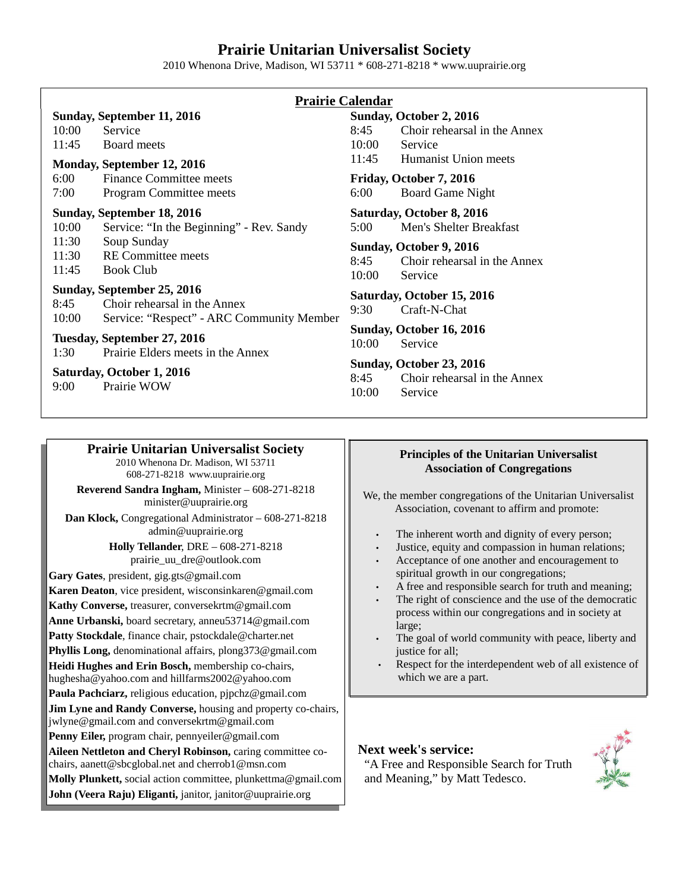# Prairie Unitarian Universalist Society

2010 Whenona Drive, Madison, WI 53711 * 608-271-8218 * www.uuprairie.org

## Prairie Calendar

**Sunday, September 11, 2016**
10:00 Service
11:45 Board meets

**Monday, September 12, 2016**
6:00 Finance Committee meets
7:00 Program Committee meets

**Sunday, September 18, 2016**
10:00 Service: "In the Beginning" - Rev. Sandy
11:30 Soup Sunday
11:30 RE Committee meets
11:45 Book Club

**Sunday, September 25, 2016**
8:45 Choir rehearsal in the Annex
10:00 Service: "Respect" - ARC Community Member

**Tuesday, September 27, 2016**
1:30 Prairie Elders meets in the Annex

**Saturday, October 1, 2016**
9:00 Prairie WOW

**Sunday, October 2, 2016**
8:45 Choir rehearsal in the Annex
10:00 Service
11:45 Humanist Union meets

**Friday, October 7, 2016**
6:00 Board Game Night

**Saturday, October 8, 2016**
5:00 Men's Shelter Breakfast

**Sunday, October 9, 2016**
8:45 Choir rehearsal in the Annex
10:00 Service

**Saturday, October 15, 2016**
9:30 Craft-N-Chat

**Sunday, October 16, 2016**
10:00 Service

**Sunday, October 23, 2016**
8:45 Choir rehearsal in the Annex
10:00 Service

## Prairie Unitarian Universalist Society

2010 Whenona Dr. Madison, WI 53711
608-271-8218 www.uuprairie.org

**Reverend Sandra Ingham,** Minister – 608-271-8218
minister@uuprairie.org

**Dan Klock,** Congregational Administrator – 608-271-8218
admin@uuprairie.org

**Holly Tellander**, DRE – 608-271-8218
prairie_uu_dre@outlook.com

**Gary Gates**, president, gig.gts@gmail.com
**Karen Deaton**, vice president, wisconsinkaren@gmail.com
**Kathy Converse,** treasurer, conversekrtm@gmail.com
**Anne Urbanski,** board secretary, anneu53714@gmail.com
**Patty Stockdale**, finance chair, pstockdale@charter.net
**Phyllis Long,** denominational affairs, plong373@gmail.com
**Heidi Hughes and Erin Bosch,** membership co-chairs, hughesha@yahoo.com and hillfarms2002@yahoo.com
**Paula Pachciarz,** religious education, pjpchz@gmail.com
**Jim Lyne and Randy Converse,** housing and property co-chairs, jwlyne@gmail.com and conversekrtm@gmail.com
**Penny Eiler,** program chair, pennyeiler@gmail.com
**Aileen Nettleton and Cheryl Robinson,** caring committee co-chairs, aanett@sbcglobal.net and cherrob1@msn.com
**Molly Plunkett,** social action committee, plunkettma@gmail.com
**John (Veera Raju) Eliganti,** janitor, janitor@uuprairie.org

### Principles of the Unitarian Universalist Association of Congregations

We, the member congregations of the Unitarian Universalist Association, covenant to affirm and promote:

- The inherent worth and dignity of every person;
- Justice, equity and compassion in human relations;
- Acceptance of one another and encouragement to spiritual growth in our congregations;
- A free and responsible search for truth and meaning;
- The right of conscience and the use of the democratic process within our congregations and in society at large;
- The goal of world community with peace, liberty and justice for all;
- Respect for the interdependent web of all existence of which we are a part.

**Next week's service:**
"A Free and Responsible Search for Truth and Meaning," by Matt Tedesco.